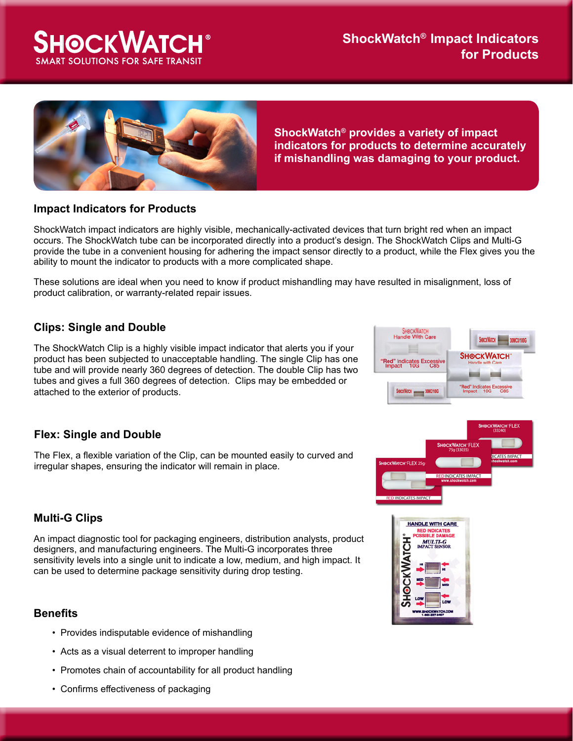# ShockWatch® Impact Indicators for Products

SHOCKWATCH®
SMART SOLUTIONS FOR SAFE TRANSIT

**ShockWatch® provides a variety of impact indicators for products to determine accurately if mishandling was damaging to your product.**

## Impact Indicators for Products

ShockWatch impact indicators are highly visible, mechanically-activated devices that turn bright red when an impact occurs. The ShockWatch tube can be incorporated directly into a product's design. The ShockWatch Clips and Multi-G provide the tube in a convenient housing for adhering the impact sensor directly to a product, while the Flex gives you the ability to mount the indicator to products with a more complicated shape.

These solutions are ideal when you need to know if product mishandling may have resulted in misalignment, loss of product calibration, or warranty-related repair issues.

## Clips: Single and Double

The ShockWatch Clip is a highly visible impact indicator that alerts you if your product has been subjected to unacceptable handling. The single Clip has one tube and will provide nearly 360 degrees of detection. The double Clip has two tubes and gives a full 360 degrees of detection. Clips may be embedded or attached to the exterior of products.

## Flex: Single and Double

The Flex, a flexible variation of the Clip, can be mounted easily to curved and irregular shapes, ensuring the indicator will remain in place.

## Multi-G Clips

An impact diagnostic tool for packaging engineers, distribution analysts, product designers, and manufacturing engineers. The Multi-G incorporates three sensitivity levels into a single unit to indicate a low, medium, and high impact. It can be used to determine package sensitivity during drop testing.

## Benefits

- Provides indisputable evidence of mishandling
- Acts as a visual deterrent to improper handling
- Promotes chain of accountability for all product handling
- Confirms effectiveness of packaging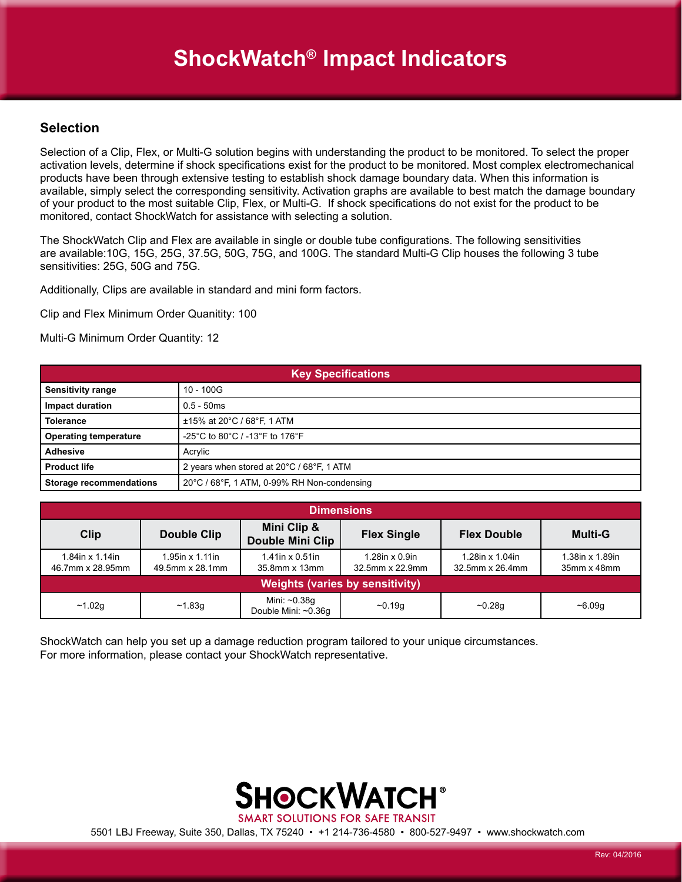# ShockWatch® Impact Indicators

## Selection

Selection of a Clip, Flex, or Multi-G solution begins with understanding the product to be monitored. To select the proper activation levels, determine if shock specifications exist for the product to be monitored. Most complex electromechanical products have been through extensive testing to establish shock damage boundary data. When this information is available, simply select the corresponding sensitivity. Activation graphs are available to best match the damage boundary of your product to the most suitable Clip, Flex, or Multi-G. If shock specifications do not exist for the product to be monitored, contact ShockWatch for assistance with selecting a solution.

The ShockWatch Clip and Flex are available in single or double tube configurations. The following sensitivities are available:10G, 15G, 25G, 37.5G, 50G, 75G, and 100G. The standard Multi-G Clip houses the following 3 tube sensitivities: 25G, 50G and 75G.

Additionally, Clips are available in standard and mini form factors.

Clip and Flex Minimum Order Quanitity: 100

Multi-G Minimum Order Quantity: 12

| Key Specifications | |
|---|---|
| **Sensitivity range** | 10 - 100G |
| **Impact duration** | 0.5 - 50ms |
| **Tolerance** | ±15% at 20°C / 68°F, 1 ATM |
| **Operating temperature** | -25°C to 80°C / -13°F to 176°F |
| **Adhesive** | Acrylic |
| **Product life** | 2 years when stored at 20°C / 68°F, 1 ATM |
| **Storage recommendations** | 20°C / 68°F, 1 ATM, 0-99% RH Non-condensing |

| Dimensions | | | | | |
|---|---|---|---|---|---|
| **Clip** | **Double Clip** | **Mini Clip & Double Mini Clip** | **Flex Single** | **Flex Double** | **Multi-G** |
| 1.84in x 1.14in<br>46.7mm x 28.95mm | 1.95in x 1.11in<br>49.5mm x 28.1mm | 1.41in x 0.51in<br>35.8mm x 13mm | 1.28in x 0.9in<br>32.5mm x 22.9mm | 1.28in x 1.04in<br>32.5mm x 26.4mm | 1.38in x 1.89in<br>35mm x 48mm |
| **Weights (varies by sensitivity)** | | | | | |
| ~1.02g | ~1.83g | Mini: ~0.38g<br>Double Mini: ~0.36g | ~0.19g | ~0.28g | ~6.09g |

ShockWatch can help you set up a damage reduction program tailored to your unique circumstances.
For more information, please contact your ShockWatch representative.

SHOCKWATCH®
SMART SOLUTIONS FOR SAFE TRANSIT

5501 LBJ Freeway, Suite 350, Dallas, TX 75240 • +1 214-736-4580 • 800-527-9497 • www.shockwatch.com

Rev: 04/2016